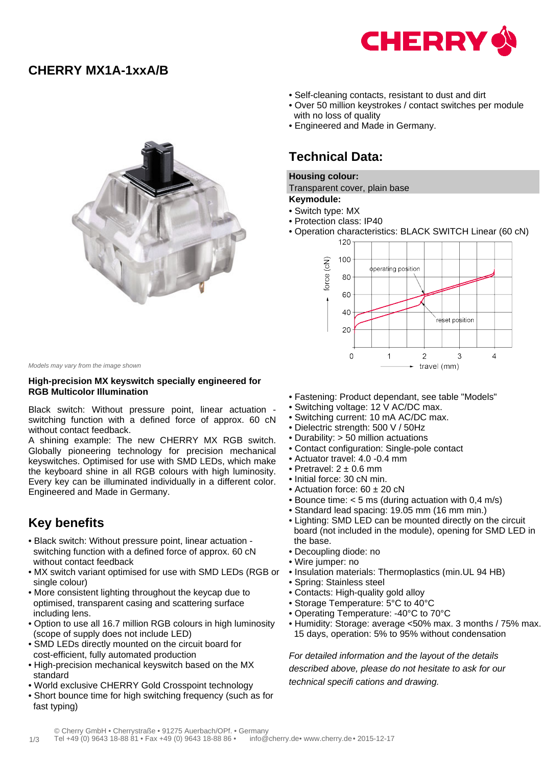# CHERRY MX1A-1xxA/B

*Models may vary from the image shown*

**High-precision MX keyswitch specially engineered for RGB Multicolor Illumination**

Black switch: Without pressure point, linear actuation - switching function with a defined force of approx. 60 cN without contact feedback.
A shining example: The new CHERRY MX RGB switch. Globally pioneering technology for precision mechanical keyswitches. Optimised for use with SMD LEDs, which make the keyboard shine in all RGB colours with high luminosity. Every key can be illuminated individually in a different color. Engineered and Made in Germany.

## Key benefits

- Black switch: Without pressure point, linear actuation - switching function with a defined force of approx. 60 cN without contact feedback
- MX switch variant optimised for use with SMD LEDs (RGB or single colour)
- More consistent lighting throughout the keycap due to optimised, transparent casing and scattering surface including lens.
- Option to use all 16.7 million RGB colours in high luminosity (scope of supply does not include LED)
- SMD LEDs directly mounted on the circuit board for cost-efficient, fully automated production
- High-precision mechanical keyswitch based on the MX standard
- World exclusive CHERRY Gold Crosspoint technology
- Short bounce time for high switching frequency (such as for fast typing)
- Self-cleaning contacts, resistant to dust and dirt
- Over 50 million keystrokes / contact switches per module with no loss of quality
- Engineered and Made in Germany.

## Technical Data:

**Housing colour:**
Transparent cover, plain base

**Keymodule:**

- Switch type: MX
- Protection class: IP40
- Operation characteristics: BLACK SWITCH Linear (60 cN)

- Fastening: Product dependant, see table "Models"
- Switching voltage: 12 V AC/DC max.
- Switching current: 10 mA AC/DC max.
- Dielectric strength: 500 V / 50Hz
- Durability: > 50 million actuations
- Contact configuration: Single-pole contact
- Actuator travel: 4.0 -0.4 mm
- Pretravel: 2 ± 0.6 mm
- Initial force: 30 cN min.
- Actuation force: 60 ± 20 cN
- Bounce time: < 5 ms (during actuation with 0,4 m/s)
- Standard lead spacing: 19.05 mm (16 mm min.)
- Lighting: SMD LED can be mounted directly on the circuit board (not included in the module), opening for SMD LED in the base.
- Decoupling diode: no
- Wire jumper: no
- Insulation materials: Thermoplastics (min.UL 94 HB)
- Spring: Stainless steel
- Contacts: High-quality gold alloy
- Storage Temperature: 5°C to 40°C
- Operating Temperature: -40°C to 70°C
- Humidity: Storage: average <50% max. 3 months / 75% max. 15 days, operation: 5% to 95% without condensation

*For detailed information and the layout of the details described above, please do not hesitate to ask for our technical specifi cations and drawing.*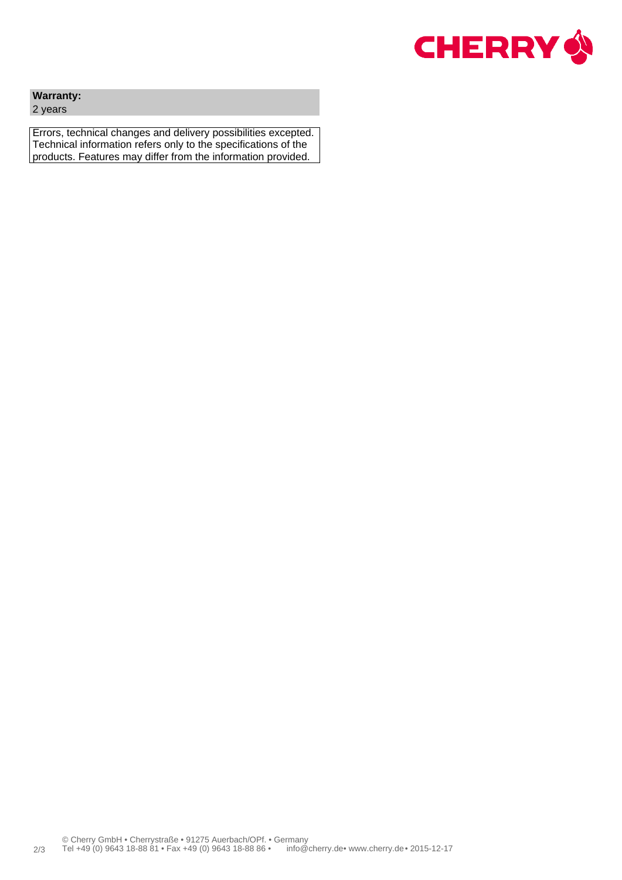**Warranty:**
2 years

Errors, technical changes and delivery possibilities excepted. Technical information refers only to the specifications of the products. Features may differ from the information provided.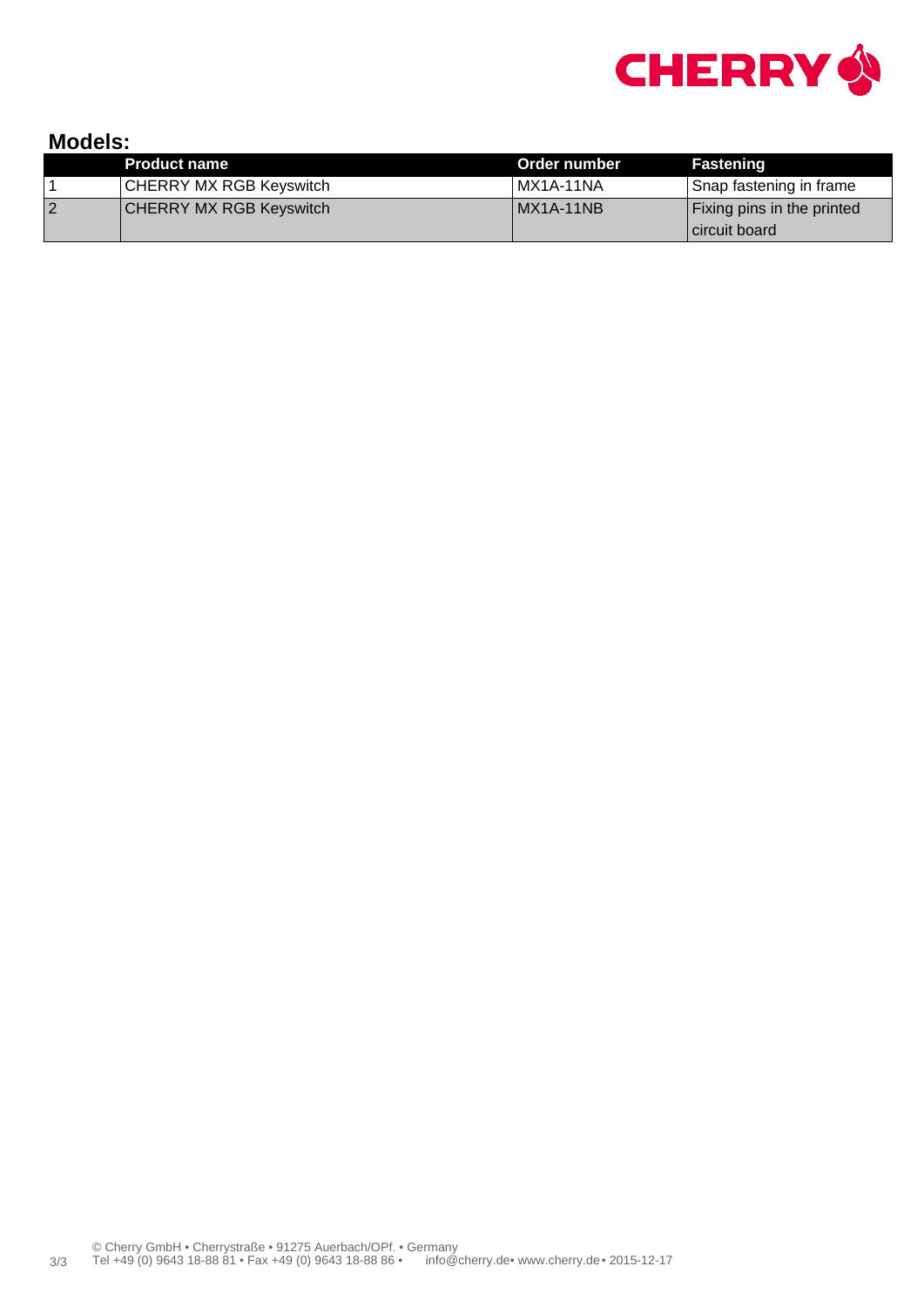## Models:

| | Product name | Order number | Fastening |
|---|---|---|---|
| 1 | CHERRY MX RGB Keyswitch | MX1A-11NA | Snap fastening in frame |
| 2 | CHERRY MX RGB Keyswitch | MX1A-11NB | Fixing pins in the printed circuit board |